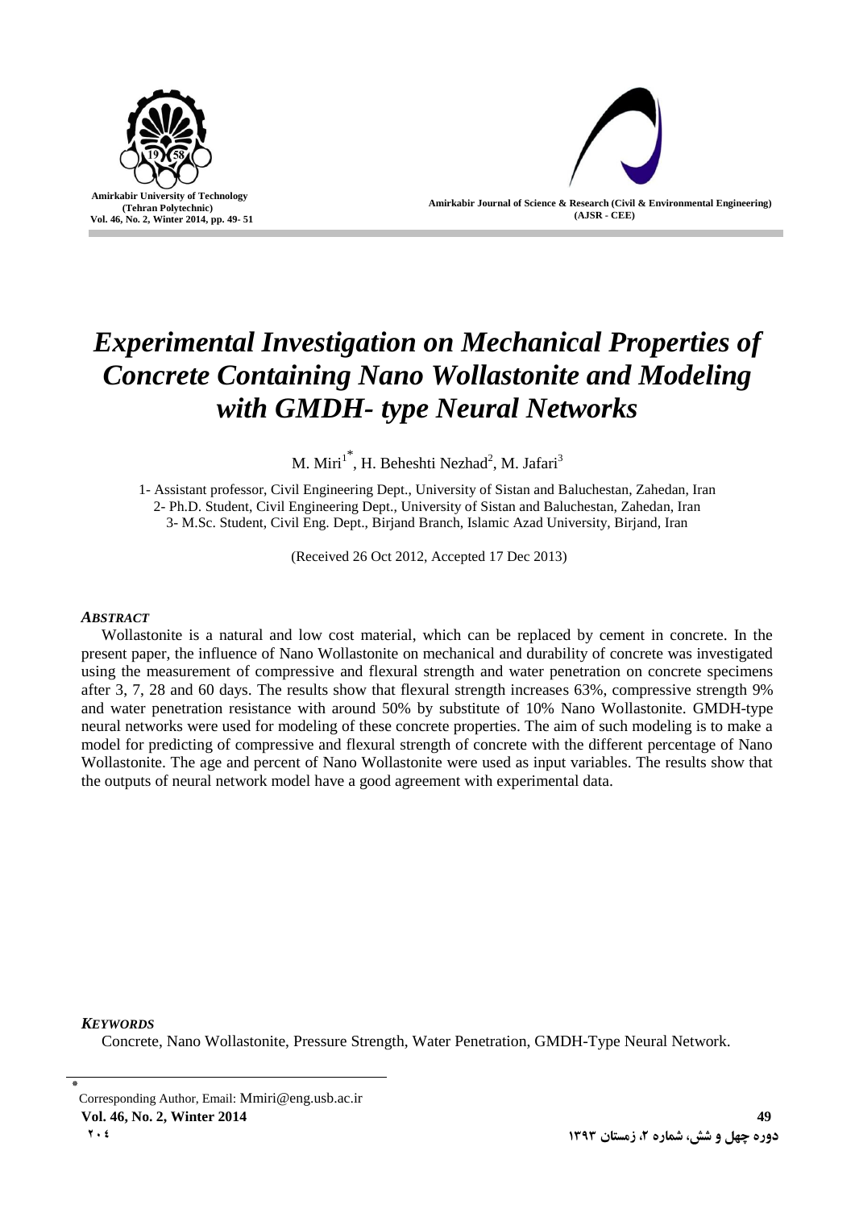# *Experimental Investigation on Mechanical Properties of Concrete Containing Nano Wollastonite and Modeling with GMDH- type Neural Networks*

M. Miri[1*], H. Beheshti Nezhad[2], M. Jafari[3]

1- Assistant professor, Civil Engineering Dept., University of Sistan and Baluchestan, Zahedan, Iran
2- Ph.D. Student, Civil Engineering Dept., University of Sistan and Baluchestan, Zahedan, Iran
3- M.Sc. Student, Civil Eng. Dept., Birjand Branch, Islamic Azad University, Birjand, Iran

(Received 26 Oct 2012, Accepted 17 Dec 2013)

### *ABSTRACT*

Wollastonite is a natural and low cost material, which can be replaced by cement in concrete. In the present paper, the influence of Nano Wollastonite on mechanical and durability of concrete was investigated using the measurement of compressive and flexural strength and water penetration on concrete specimens after 3, 7, 28 and 60 days. The results show that flexural strength increases 63%, compressive strength 9% and water penetration resistance with around 50% by substitute of 10% Nano Wollastonite. GMDH-type neural networks were used for modeling of these concrete properties. The aim of such modeling is to make a model for predicting of compressive and flexural strength of concrete with the different percentage of Nano Wollastonite. The age and percent of Nano Wollastonite were used as input variables. The results show that the outputs of neural network model have a good agreement with experimental data.

### *KEYWORDS*

Concrete, Nano Wollastonite, Pressure Strength, Water Penetration, GMDH-Type Neural Network.

[*] Corresponding Author, Email: Mmiri@eng.usb.ac.ir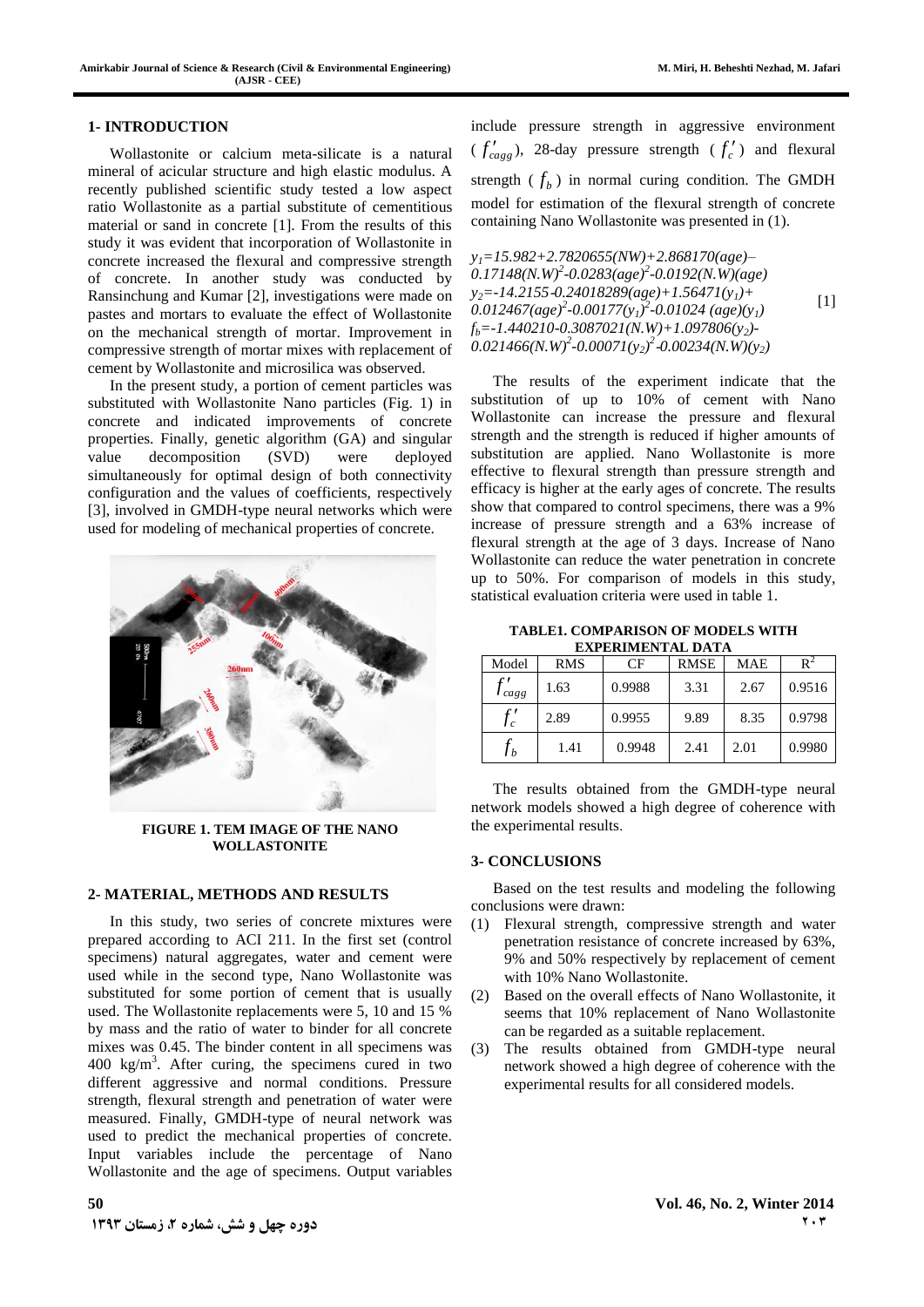## 1- INTRODUCTION

Wollastonite or calcium meta-silicate is a natural mineral of acicular structure and high elastic modulus. A recently published scientific study tested a low aspect ratio Wollastonite as a partial substitute of cementitious material or sand in concrete [1]. From the results of this study it was evident that incorporation of Wollastonite in concrete increased the flexural and compressive strength of concrete. In another study was conducted by Ransinchung and Kumar [2], investigations were made on pastes and mortars to evaluate the effect of Wollastonite on the mechanical strength of mortar. Improvement in compressive strength of mortar mixes with replacement of cement by Wollastonite and microsilica was observed.

In the present study, a portion of cement particles was substituted with Wollastonite Nano particles (Fig. 1) in concrete and indicated improvements of concrete properties. Finally, genetic algorithm (GA) and singular value decomposition (SVD) were deployed simultaneously for optimal design of both connectivity configuration and the values of coefficients, respectively [3], involved in GMDH-type neural networks which were used for modeling of mechanical properties of concrete.

**FIGURE 1. TEM IMAGE OF THE NANO WOLLASTONITE**

## 2- MATERIAL, METHODS AND RESULTS

In this study, two series of concrete mixtures were prepared according to ACI 211. In the first set (control specimens) natural aggregates, water and cement were used while in the second type, Nano Wollastonite was substituted for some portion of cement that is usually used. The Wollastonite replacements were 5, 10 and 15 % by mass and the ratio of water to binder for all concrete mixes was 0.45. The binder content in all specimens was 400 $kg/m^3$. After curing, the specimens cured in two different aggressive and normal conditions. Pressure strength, flexural strength and penetration of water were measured. Finally, GMDH-type of neural network was used to predict the mechanical properties of concrete. Input variables include the percentage of Nano Wollastonite and the age of specimens. Output variables include pressure strength in aggressive environment ($f'_{cagg}$), 28-day pressure strength ($f'_c$) and flexural strength ($f_b$) in normal curing condition. The GMDH model for estimation of the flexural strength of concrete containing Nano Wollastonite was presented in (1).

$$
\begin{aligned}
y_1 &= 15.982+2.7820655(NW)+2.868170(age)-0.17148(N.W)^2-0.0283(age)^2-0.0192(N.W)(age)\\
y_2 &= -14.2155-0.24018289(age)+1.56471(y_1)+0.012467(age)^2-0.00177(y_1)^2-0.01024\,(age)(y_1)\\
f_b &= -1.440210-0.3087021(N.W)+1.097806(y_2)-0.021466(N.W)^2-0.00071(y_2)^2-0.00234(N.W)(y_2)
\end{aligned}
\quad [1]
$$

The results of the experiment indicate that the substitution of up to 10% of cement with Nano Wollastonite can increase the pressure and flexural strength and the strength is reduced if higher amounts of substitution are applied. Nano Wollastonite is more effective to flexural strength than pressure strength and efficacy is higher at the early ages of concrete. The results show that compared to control specimens, there was a 9% increase of pressure strength and a 63% increase of flexural strength at the age of 3 days. Increase of Nano Wollastonite can reduce the water penetration in concrete up to 50%. For comparison of models in this study, statistical evaluation criteria were used in table 1.

**TABLE1. COMPARISON OF MODELS WITH EXPERIMENTAL DATA**

| Model | RMS | CF | RMSE | MAE | $R^2$ |
|---|---|---|---|---|---|
| $f'_{cagg}$ | 1.63 | 0.9988 | 3.31 | 2.67 | 0.9516 |
| $f'_c$ | 2.89 | 0.9955 | 9.89 | 8.35 | 0.9798 |
| $f_b$ | 1.41 | 0.9948 | 2.41 | 2.01 | 0.9980 |

The results obtained from the GMDH-type neural network models showed a high degree of coherence with the experimental results.

## 3- CONCLUSIONS

Based on the test results and modeling the following conclusions were drawn:

(1) Flexural strength, compressive strength and water penetration resistance of concrete increased by 63%, 9% and 50% respectively by replacement of cement with 10% Nano Wollastonite.

(2) Based on the overall effects of Nano Wollastonite, it seems that 10% replacement of Nano Wollastonite can be regarded as a suitable replacement.

(3) The results obtained from GMDH-type neural network showed a high degree of coherence with the experimental results for all considered models.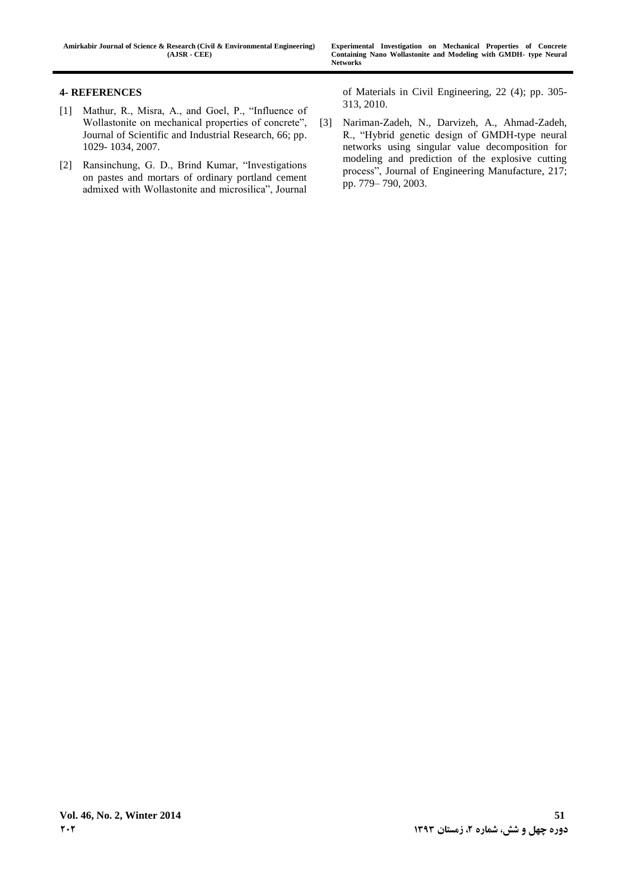## 4- REFERENCES

[1] Mathur, R., Misra, A., and Goel, P., "Influence of Wollastonite on mechanical properties of concrete", Journal of Scientific and Industrial Research, 66; pp. 1029- 1034, 2007.

[2] Ransinchung, G. D., Brind Kumar, "Investigations on pastes and mortars of ordinary portland cement admixed with Wollastonite and microsilica", Journal of Materials in Civil Engineering, 22 (4); pp. 305- 313, 2010.

[3] Nariman-Zadeh, N., Darvizeh, A., Ahmad-Zadeh, R., "Hybrid genetic design of GMDH-type neural networks using singular value decomposition for modeling and prediction of the explosive cutting process", Journal of Engineering Manufacture, 217; pp. 779– 790, 2003.